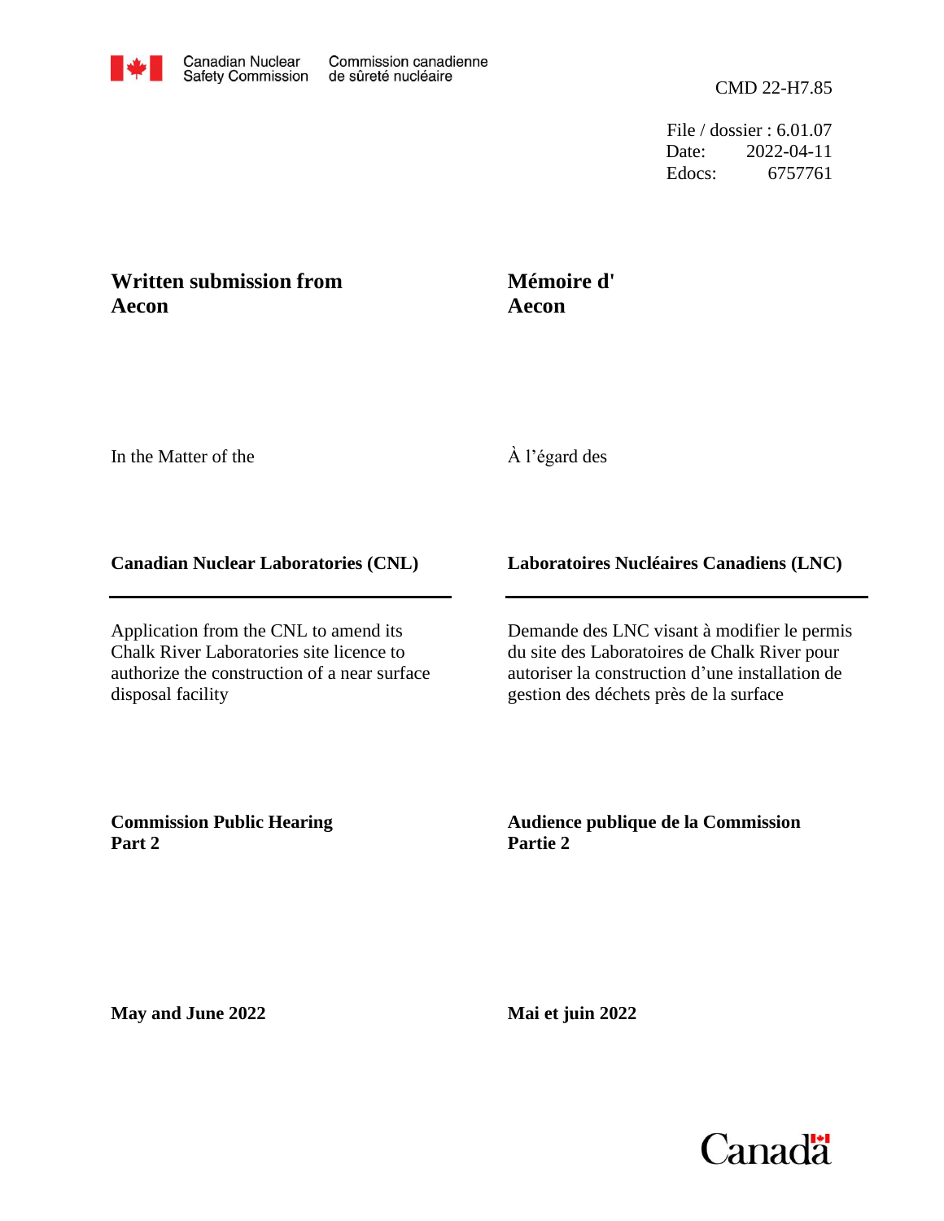Canadian Nuclear Safety Commission / Commission canadienne de sûreté nucléaire

CMD 22-H7.85

File / dossier : 6.01.07
Date: 2022-04-11
Edocs: 6757761

# Written submission from Aecon

# Mémoire d' Aecon

In the Matter of the

À l'égard des

**Canadian Nuclear Laboratories (CNL)**

**Laboratoires Nucléaires Canadiens (LNC)**

Application from the CNL to amend its Chalk River Laboratories site licence to authorize the construction of a near surface disposal facility

Demande des LNC visant à modifier le permis du site des Laboratoires de Chalk River pour autoriser la construction d'une installation de gestion des déchets près de la surface

**Commission Public Hearing Part 2**

**Audience publique de la Commission Partie 2**

**May and June 2022**

**Mai et juin 2022**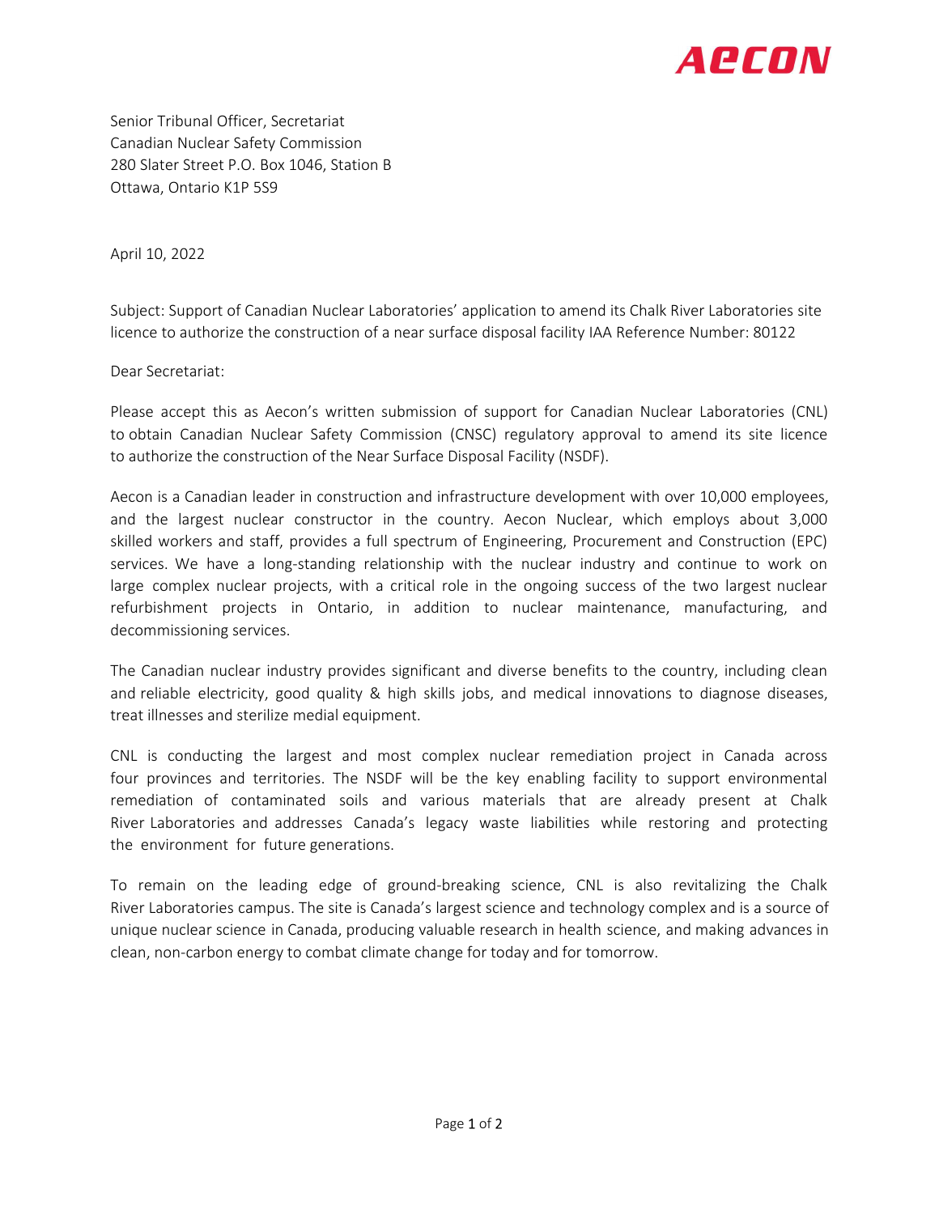Senior Tribunal Officer, Secretariat
Canadian Nuclear Safety Commission
280 Slater Street P.O. Box 1046, Station B
Ottawa, Ontario K1P 5S9

April 10, 2022

Subject: Support of Canadian Nuclear Laboratories' application to amend its Chalk River Laboratories site licence to authorize the construction of a near surface disposal facility IAA Reference Number: 80122

Dear Secretariat:

Please accept this as Aecon's written submission of support for Canadian Nuclear Laboratories (CNL) to obtain Canadian Nuclear Safety Commission (CNSC) regulatory approval to amend its site licence to authorize the construction of the Near Surface Disposal Facility (NSDF).

Aecon is a Canadian leader in construction and infrastructure development with over 10,000 employees, and the largest nuclear constructor in the country. Aecon Nuclear, which employs about 3,000 skilled workers and staff, provides a full spectrum of Engineering, Procurement and Construction (EPC) services. We have a long-standing relationship with the nuclear industry and continue to work on large complex nuclear projects, with a critical role in the ongoing success of the two largest nuclear refurbishment projects in Ontario, in addition to nuclear maintenance, manufacturing, and decommissioning services.

The Canadian nuclear industry provides significant and diverse benefits to the country, including clean and reliable electricity, good quality & high skills jobs, and medical innovations to diagnose diseases, treat illnesses and sterilize medial equipment.

CNL is conducting the largest and most complex nuclear remediation project in Canada across four provinces and territories. The NSDF will be the key enabling facility to support environmental remediation of contaminated soils and various materials that are already present at Chalk River Laboratories and addresses Canada's legacy waste liabilities while restoring and protecting the environment for future generations.

To remain on the leading edge of ground-breaking science, CNL is also revitalizing the Chalk River Laboratories campus. The site is Canada's largest science and technology complex and is a source of unique nuclear science in Canada, producing valuable research in health science, and making advances in clean, non-carbon energy to combat climate change for today and for tomorrow.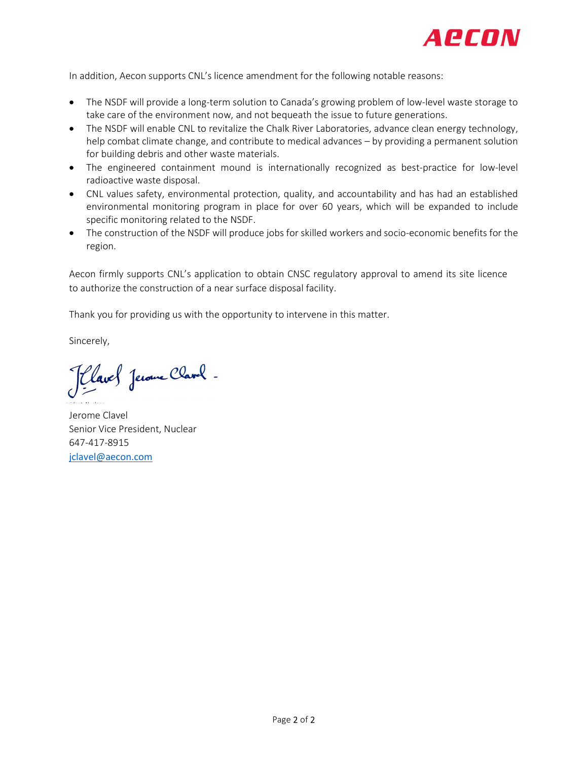In addition, Aecon supports CNL's licence amendment for the following notable reasons:

- The NSDF will provide a long-term solution to Canada's growing problem of low-level waste storage to take care of the environment now, and not bequeath the issue to future generations.
- The NSDF will enable CNL to revitalize the Chalk River Laboratories, advance clean energy technology, help combat climate change, and contribute to medical advances – by providing a permanent solution for building debris and other waste materials.
- The engineered containment mound is internationally recognized as best-practice for low-level radioactive waste disposal.
- CNL values safety, environmental protection, quality, and accountability and has had an established environmental monitoring program in place for over 60 years, which will be expanded to include specific monitoring related to the NSDF.
- The construction of the NSDF will produce jobs for skilled workers and socio-economic benefits for the region.

Aecon firmly supports CNL's application to obtain CNSC regulatory approval to amend its site licence to authorize the construction of a near surface disposal facility.

Thank you for providing us with the opportunity to intervene in this matter.

Sincerely,

Jerome Clavel
Senior Vice President, Nuclear
647-417-8915
jclavel@aecon.com